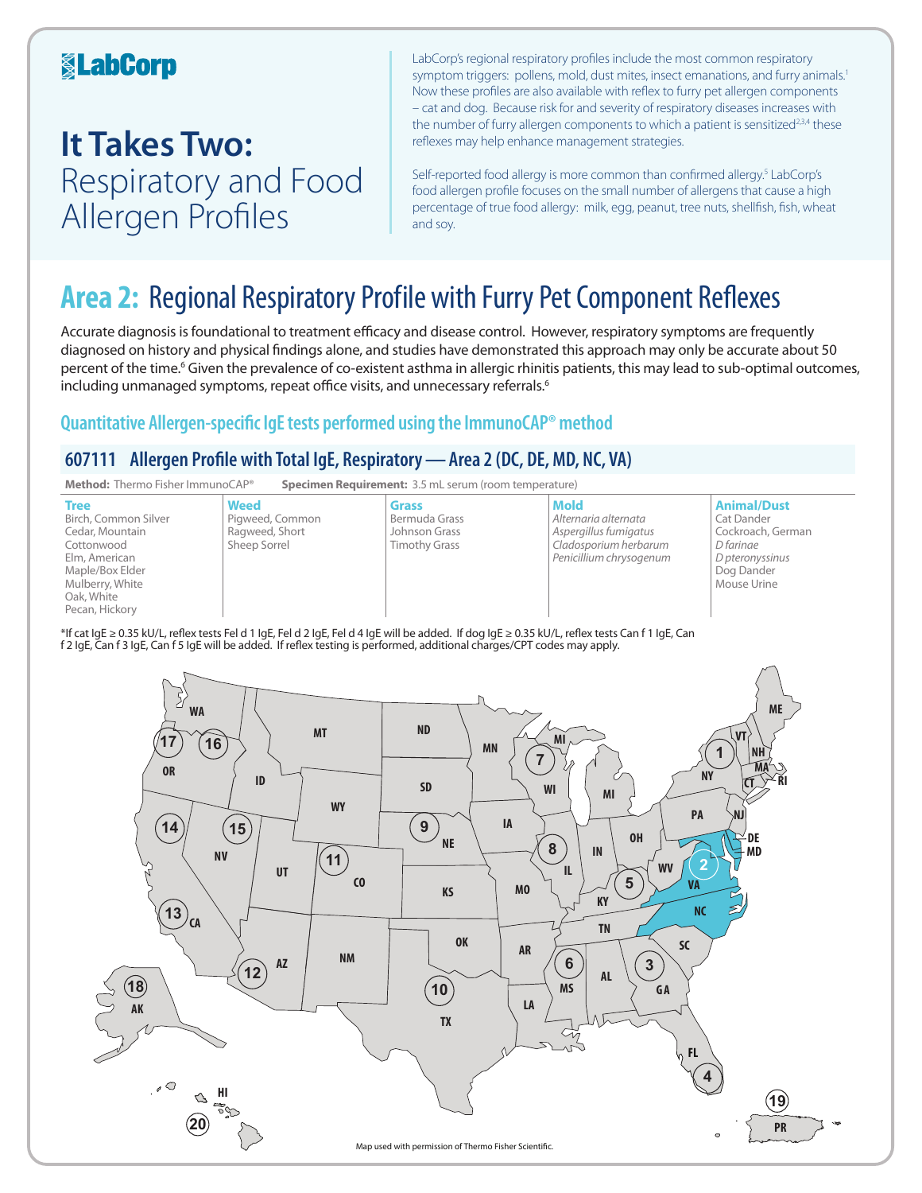# LabCorp

# It Takes Two: Respiratory and Food Allergen Profiles

LabCorp's regional respiratory profiles include the most common respiratory symptom triggers: pollens, mold, dust mites, insect emanations, and furry animals.[1] Now these profiles are also available with reflex to furry pet allergen components – cat and dog. Because risk for and severity of respiratory diseases increases with the number of furry allergen components to which a patient is sensitized[2,3,4] these reflexes may help enhance management strategies.

Self-reported food allergy is more common than confirmed allergy.[5] LabCorp's food allergen profile focuses on the small number of allergens that cause a high percentage of true food allergy: milk, egg, peanut, tree nuts, shellfish, fish, wheat and soy.

## Area 2: Regional Respiratory Profile with Furry Pet Component Reflexes

Accurate diagnosis is foundational to treatment efficacy and disease control. However, respiratory symptoms are frequently diagnosed on history and physical findings alone, and studies have demonstrated this approach may only be accurate about 50 percent of the time.[6] Given the prevalence of co-existent asthma in allergic rhinitis patients, this may lead to sub-optimal outcomes, including unmanaged symptoms, repeat office visits, and unnecessary referrals.[6]

### Quantitative Allergen-specific IgE tests performed using the ImmunoCAP® method

### 607111 Allergen Profile with Total IgE, Respiratory — Area 2 (DC, DE, MD, NC, VA)

**Method:** Thermo Fisher ImmunoCAP® **Specimen Requirement:** 3.5 mL serum (room temperature)

| Tree | Weed | Grass | Mold | Animal/Dust |
|---|---|---|---|---|
| Birch, Common Silver | Pigweed, Common | Bermuda Grass | *Alternaria alternata* | Cat Dander |
| Cedar, Mountain | Ragweed, Short | Johnson Grass | *Aspergillus fumigatus* | Cockroach, German |
| Cottonwood | Sheep Sorrel | Timothy Grass | *Cladosporium herbarum* | *D farinae* |
| Elm, American | | | *Penicillium chrysogenum* | *D pteronyssinus* |
| Maple/Box Elder | | | | Dog Dander |
| Mulberry, White | | | | Mouse Urine |
| Oak, White | | | | |
| Pecan, Hickory | | | | |

*If cat IgE ≥ 0.35 kU/L, reflex tests Fel d 1 IgE, Fel d 2 IgE, Fel d 4 IgE will be added. If dog IgE ≥ 0.35 kU/L, reflex tests Can f 1 IgE, Can f 2 IgE, Can f 3 IgE, Can f 5 IgE will be added. If reflex testing is performed, additional charges/CPT codes may apply.

Map used with permission of Thermo Fisher Scientific.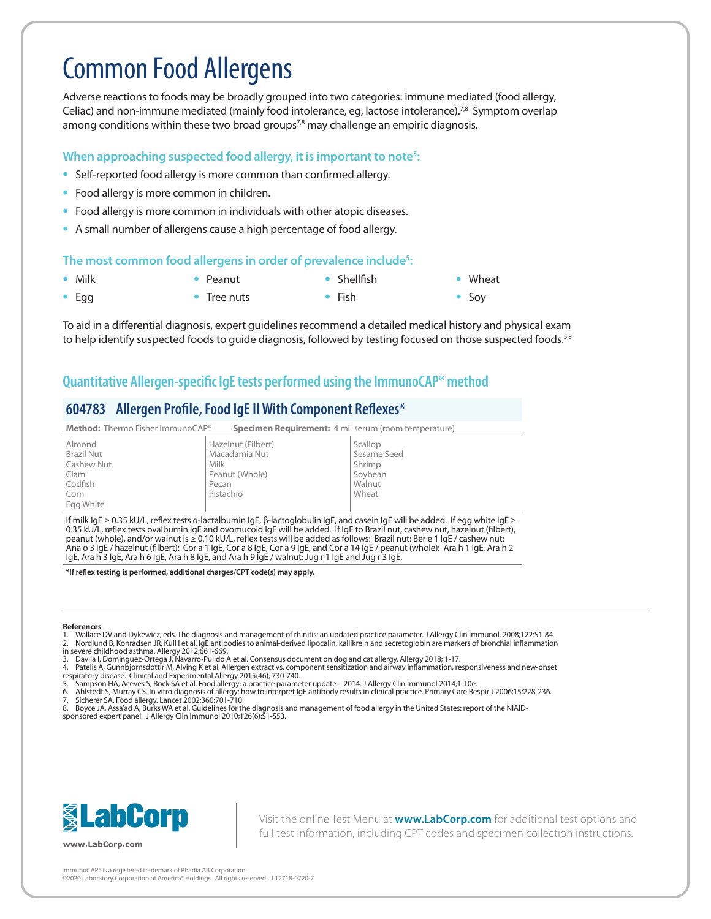# Common Food Allergens

Adverse reactions to foods may be broadly grouped into two categories: immune mediated (food allergy, Celiac) and non-immune mediated (mainly food intolerance, eg, lactose intolerance).[7,8] Symptom overlap among conditions within these two broad groups[7,8] may challenge an empiric diagnosis.

### When approaching suspected food allergy, it is important to note[5]:

- Self-reported food allergy is more common than confirmed allergy.
- Food allergy is more common in children.
- Food allergy is more common in individuals with other atopic diseases.
- A small number of allergens cause a high percentage of food allergy.

### The most common food allergens in order of prevalence include[5]:

- Milk
- Egg
- Peanut
- Tree nuts
- Shellfish
- Fish
- Wheat
- Soy

To aid in a differential diagnosis, expert guidelines recommend a detailed medical history and physical exam to help identify suspected foods to guide diagnosis, followed by testing focused on those suspected foods.[5,8]

## Quantitative Allergen-specific IgE tests performed using the ImmunoCAP® method

### 604783 Allergen Profile, Food IgE II With Component Reflexes*

**Method:** Thermo Fisher ImmunoCAP® **Specimen Requirement:** 4 mL serum (room temperature)

| | | |
|---|---|---|
| Almond<br>Brazil Nut<br>Cashew Nut<br>Clam<br>Codfish<br>Corn<br>Egg White | Hazelnut (Filbert)<br>Macadamia Nut<br>Milk<br>Peanut (Whole)<br>Pecan<br>Pistachio | Scallop<br>Sesame Seed<br>Shrimp<br>Soybean<br>Walnut<br>Wheat |

If milk IgE ≥ 0.35 kU/L, reflex tests α-lactalbumin IgE, β-lactoglobulin IgE, and casein IgE will be added. If egg white IgE ≥ 0.35 kU/L, reflex tests ovalbumin IgE and ovomucoid IgE will be added. If IgE to Brazil nut, cashew nut, hazelnut (filbert), peanut (whole), and/or walnut is ≥ 0.10 kU/L, reflex tests will be added as follows: Brazil nut: Ber e 1 IgE / cashew nut: Ana o 3 IgE / hazelnut (filbert): Cor a 1 IgE, Cor a 8 IgE, Cor a 9 IgE, and Cor a 14 IgE / peanut (whole): Ara h 1 IgE, Ara h 2 IgE, Ara h 3 IgE, Ara h 6 IgE, Ara h 8 IgE, and Ara h 9 IgE / walnut: Jug r 1 IgE and Jug r 3 IgE.

**\*If reflex testing is performed, additional charges/CPT code(s) may apply.**

**References**

1. Wallace DV and Dykewicz, eds. The diagnosis and management of rhinitis: an updated practice parameter. J Allergy Clin Immunol. 2008;122:S1-84
2. Nordlund B, Konradsen JR, Kull I et al. IgE antibodies to animal-derived lipocalin, kallikrein and secretoglobin are markers of bronchial inflammation in severe childhood asthma. Allergy 2012;661-669.
3. Davila I, Dominguez-Ortega J, Navarro-Pulido A et al. Consensus document on dog and cat allergy. Allergy 2018; 1-17.
4. Patelis A, Gunnbjornsdottir M, Alving K et al. Allergen extract vs. component sensitization and airway inflammation, responsiveness and new-onset respiratory disease. Clinical and Experimental Allergy 2015(46); 730-740.
5. Sampson HA, Aceves S, Bock SA et al. Food allergy: a practice parameter update – 2014. J Allergy Clin Immunol 2014;1-10e.
6. Ahlstedt S, Murray CS. In vitro diagnosis of allergy: how to interpret IgE antibody results in clinical practice. Primary Care Respir J 2006;15:228-236.
7. Sicherer SA. Food allergy. Lancet 2002;360:701-710.
8. Boyce JA, Assa'ad A, Burks WA et al. Guidelines for the diagnosis and management of food allergy in the United States: report of the NIAID-sponsored expert panel. J Allergy Clin Immunol 2010;126(6):S1-S53.

LabCorp

www.LabCorp.com

Visit the online Test Menu at **www.LabCorp.com** for additional test options and full test information, including CPT codes and specimen collection instructions.

ImmunoCAP® is a registered trademark of Phadia AB Corporation.
©2020 Laboratory Corporation of America® Holdings All rights reserved. L12718-0720-7